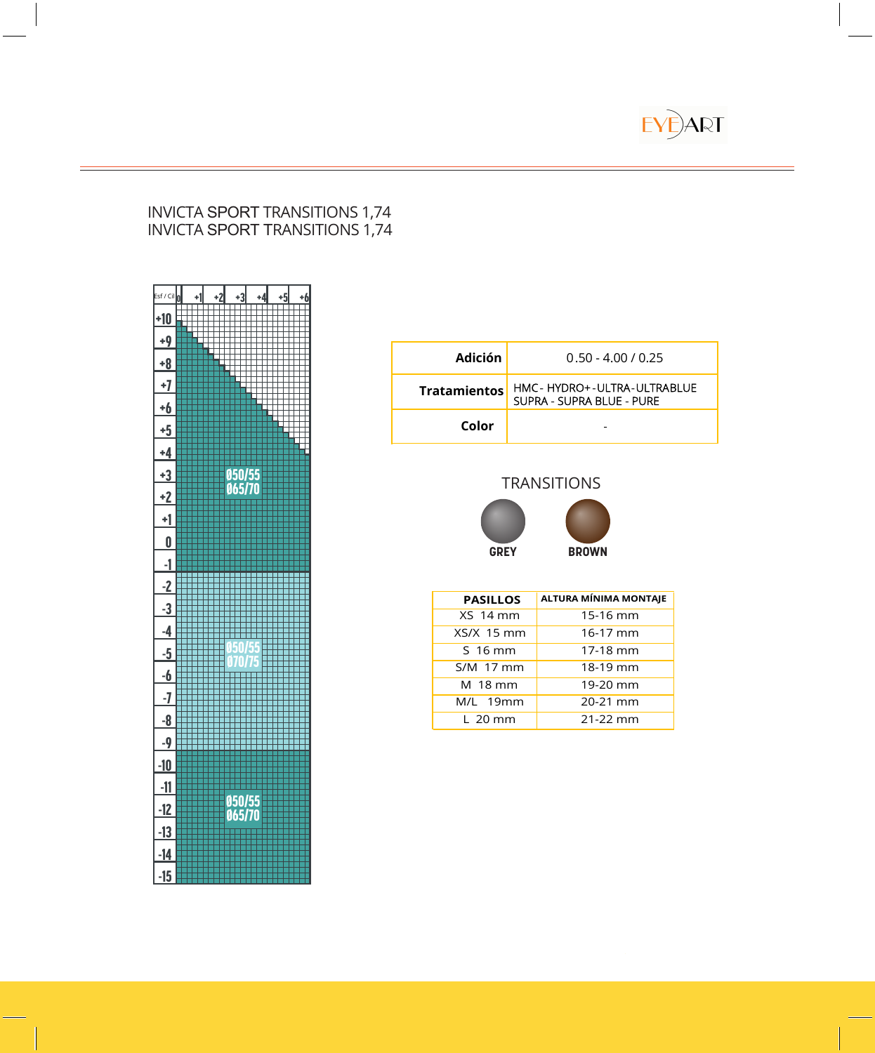INVICTA SPORT TRANSITIONS 1,74
INVICTA SPORT TRANSITIONS 1,74

Esf / Cil: 0, +1, +2, +3, +4, +5, +6

+10 to +4 / +3 to -1: Ø50/55 Ø65/70

-2 to -9: Ø50/55 Ø70/75

-10 to -15: Ø50/55 Ø65/70

| | |
|---|---|
| **Adición** | 0.50 - 4.00 / 0.25 |
| **Tratamientos** | HMC- HYDRO+-ULTRA-ULTRABLUE SUPRA - SUPRA BLUE - PURE |
| **Color** | - |

TRANSITIONS

GREY BROWN

| PASILLOS | ALTURA MÍNIMA MONTAJE |
|---|---|
| XS 14 mm | 15-16 mm |
| XS/X 15 mm | 16-17 mm |
| S 16 mm | 17-18 mm |
| S/M 17 mm | 18-19 mm |
| M 18 mm | 19-20 mm |
| M/L 19mm | 20-21 mm |
| L 20 mm | 21-22 mm |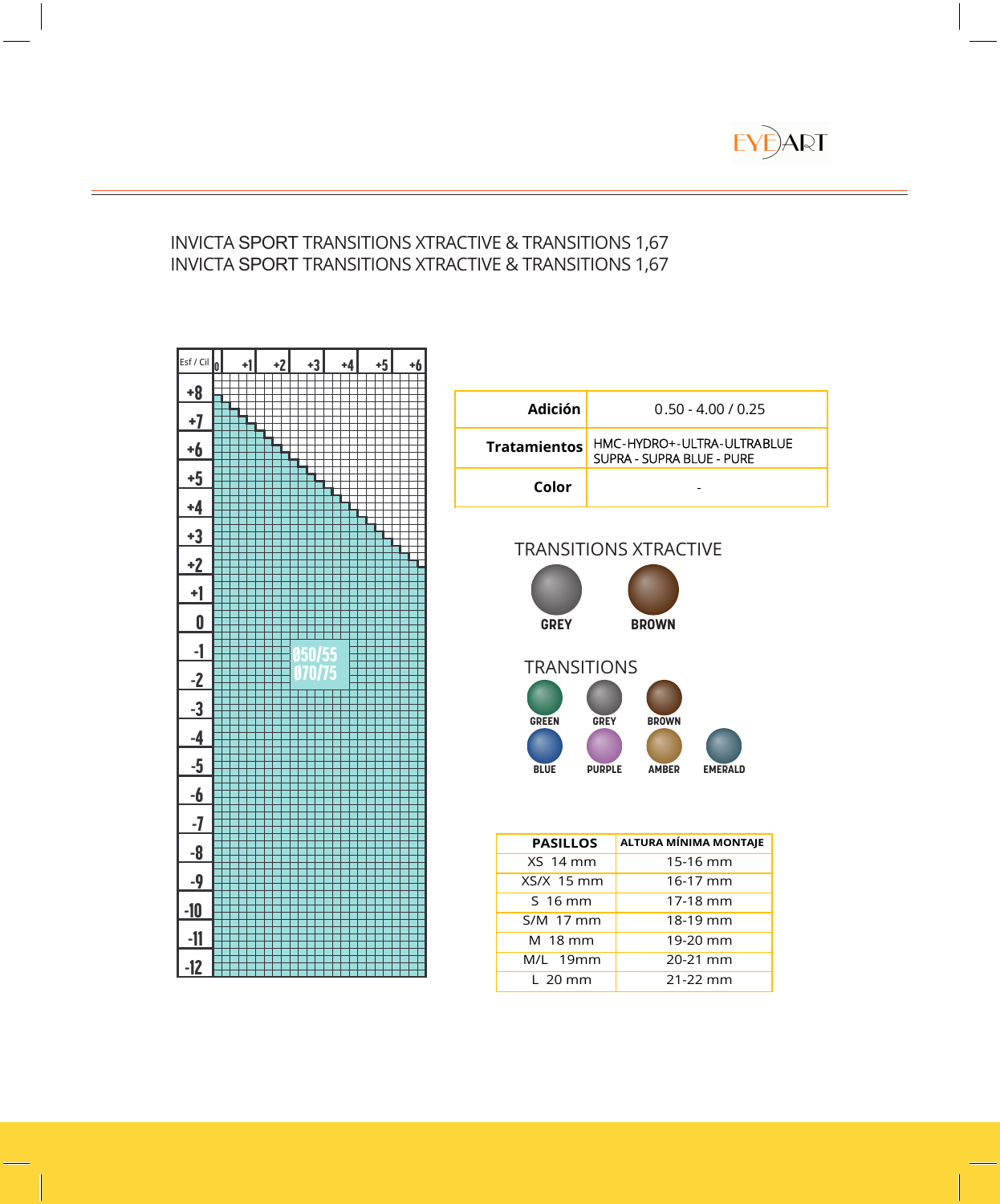# INVICTA SPORT TRANSITIONS XTRACTIVE & TRANSITIONS 1,67
# INVICTA SPORT TRANSITIONS XTRACTIVE & TRANSITIONS 1,67

Esf / Cil: 0, +1, +2, +3, +4, +5, +6

+8, +7, +6, +5, +4, +3, +2, +1, 0, -1, -2, -3, -4, -5, -6, -7, -8, -9, -10, -11, -12

Ø50/55
Ø70/75

| Adición | 0.50 - 4.00 / 0.25 |
|---|---|
| Tratamientos | HMC-HYDRO+-ULTRA-ULTRABLUE SUPRA - SUPRA BLUE - PURE |
| Color | - |

## TRANSITIONS XTRACTIVE

GREY, BROWN

## TRANSITIONS

GREEN, GREY, BROWN, BLUE, PURPLE, AMBER, EMERALD

| PASILLOS | ALTURA MÍNIMA MONTAJE |
|---|---|
| XS 14 mm | 15-16 mm |
| XS/X 15 mm | 16-17 mm |
| S 16 mm | 17-18 mm |
| S/M 17 mm | 18-19 mm |
| M 18 mm | 19-20 mm |
| M/L 19mm | 20-21 mm |
| L 20 mm | 21-22 mm |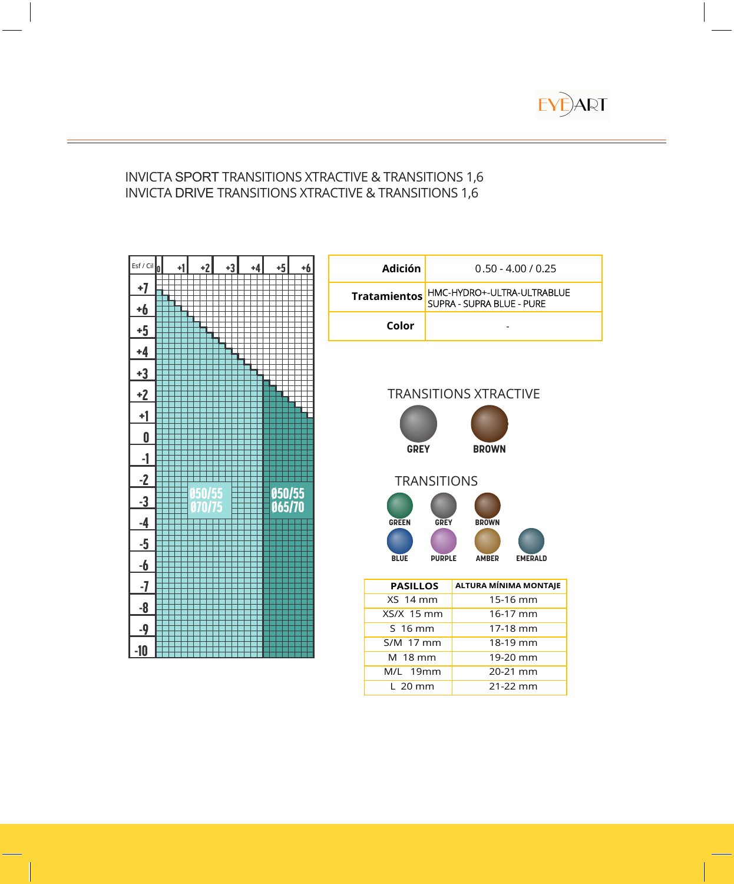INVICTA SPORT TRANSITIONS XTRACTIVE & TRANSITIONS 1,6
INVICTA DRIVE TRANSITIONS XTRACTIVE & TRANSITIONS 1,6

Esf / Cil: 0, +1, +2, +3, +4, +5, +6

+7, +6, +5, +4, +3, +2, +1, 0, -1, -2, -3, -4, -5, -6, -7, -8, -9, -10

Ø50/55
Ø70/75

Ø50/55
Ø65/70

| | |
|---|---|
| **Adición** | 0.50 - 4.00 / 0.25 |
| **Tratamientos** | HMC-HYDRO+-ULTRA-ULTRABLUE SUPRA - SUPRA BLUE - PURE |
| **Color** | - |

TRANSITIONS XTRACTIVE

GREY BROWN

TRANSITIONS

GREEN GREY BROWN
BLUE PURPLE AMBER EMERALD

| PASILLOS | ALTURA MÍNIMA MONTAJE |
|---|---|
| XS 14 mm | 15-16 mm |
| XS/X 15 mm | 16-17 mm |
| S 16 mm | 17-18 mm |
| S/M 17 mm | 18-19 mm |
| M 18 mm | 19-20 mm |
| M/L 19mm | 20-21 mm |
| L 20 mm | 21-22 mm |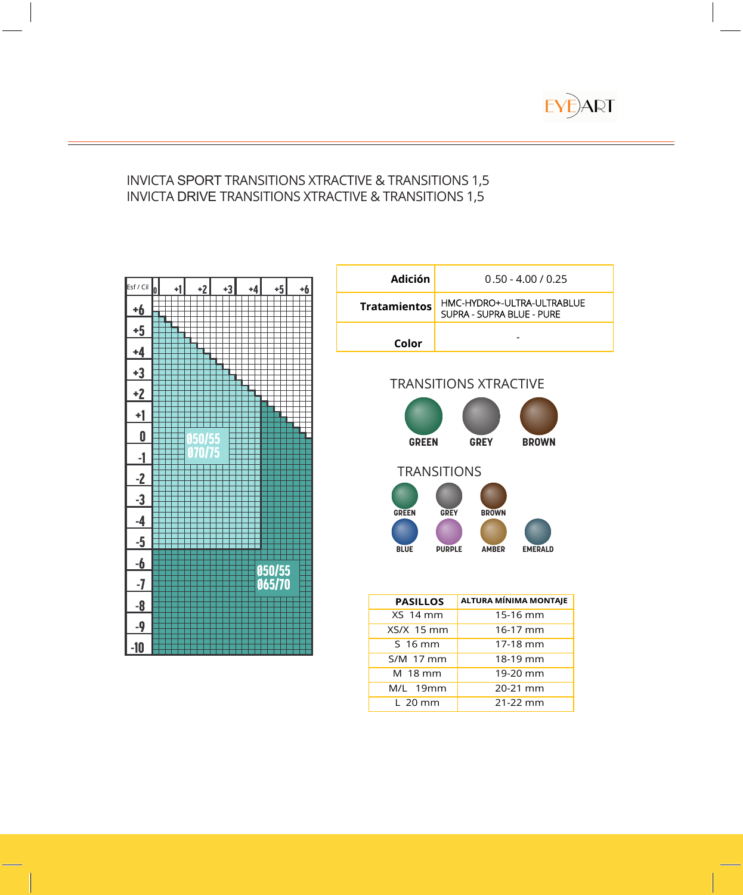EYEART

INVICTA SPORT TRANSITIONS XTRACTIVE & TRANSITIONS 1,5
INVICTA DRIVE TRANSITIONS XTRACTIVE & TRANSITIONS 1,5

Esf / Cil
0 +1 +2 +3 +4 +5 +6
+6 +5 +4 +3 +2 +1 0 -1 -2 -3 -4 -5 -6 -7 -8 -9 -10
Ø50/55
Ø70/75
Ø50/55
Ø65/70

| | |
|---|---|
| **Adición** | 0.50 - 4.00 / 0.25 |
| **Tratamientos** | HMC-HYDRO+-ULTRA-ULTRABLUE SUPRA - SUPRA BLUE - PURE |
| **Color** | - |

TRANSITIONS XTRACTIVE

GREEN GREY BROWN

TRANSITIONS

GREEN GREY BROWN
BLUE PURPLE AMBER EMERALD

| PASILLOS | ALTURA MÍNIMA MONTAJE |
|---|---|
| XS 14 mm | 15-16 mm |
| XS/X 15 mm | 16-17 mm |
| S 16 mm | 17-18 mm |
| S/M 17 mm | 18-19 mm |
| M 18 mm | 19-20 mm |
| M/L 19mm | 20-21 mm |
| L 20 mm | 21-22 mm |